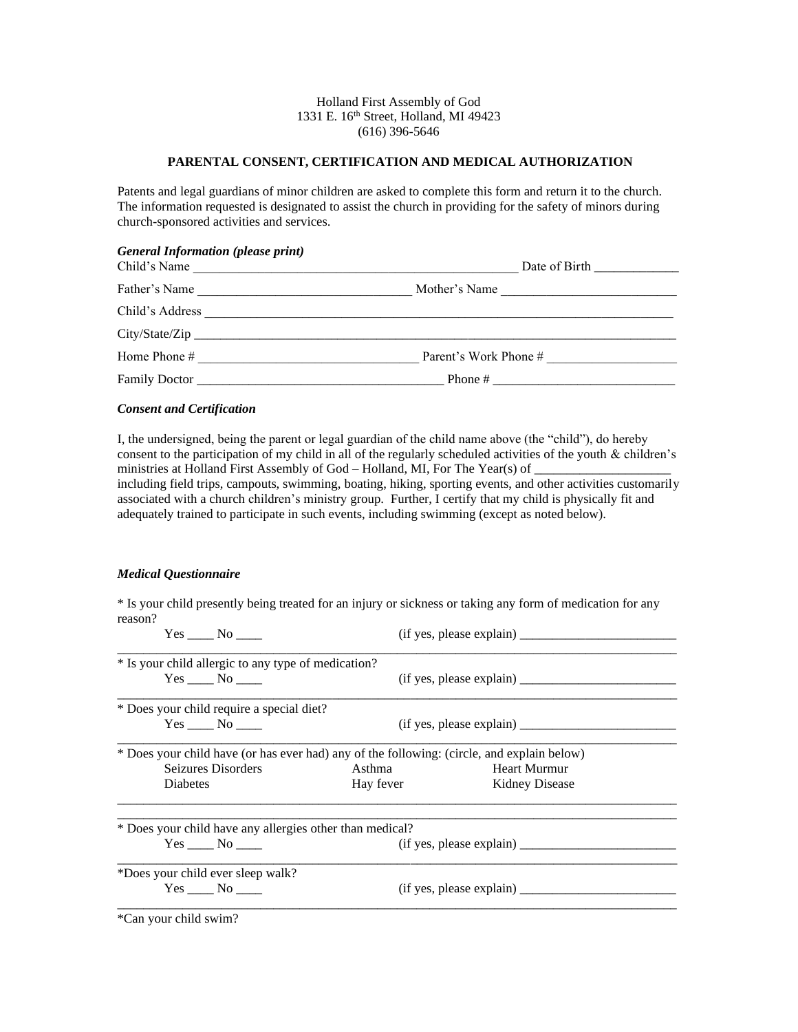Holland First Assembly of God
1331 E. 16th Street, Holland, MI 49423
(616) 396-5646

## PARENTAL CONSENT, CERTIFICATION AND MEDICAL AUTHORIZATION

Patents and legal guardians of minor children are asked to complete this form and return it to the church. The information requested is designated to assist the church in providing for the safety of minors during church-sponsored activities and services.

### *General Information (please print)*

Child's Name ________________________________________________ Date of Birth _____________

Father's Name ________________________________ Mother's Name __________________________

Child's Address _________________________________________________________________________

City/State/Zip __________________________________________________________________________

Home Phone # _________________________________ Parent's Work Phone # ___________________

Family Doctor _____________________________________ Phone # ____________________________

### *Consent and Certification*

I, the undersigned, being the parent or legal guardian of the child name above (the "child"), do hereby consent to the participation of my child in all of the regularly scheduled activities of the youth & children's ministries at Holland First Assembly of God – Holland, MI, For The Year(s) of _____________________ including field trips, campouts, swimming, boating, hiking, sporting events, and other activities customarily associated with a church children's ministry group. Further, I certify that my child is physically fit and adequately trained to participate in such events, including swimming (except as noted below).

### *Medical Questionnaire*

* Is your child presently being treated for an injury or sickness or taking any form of medication for any reason?
Yes ____ No ____ (if yes, please explain) ________________________
_____________________________________________________________________________________

* Is your child allergic to any type of medication?
Yes ____ No ____ (if yes, please explain) ________________________
_____________________________________________________________________________________

* Does your child require a special diet?
Yes ____ No ____ (if yes, please explain) ________________________
_____________________________________________________________________________________

* Does your child have (or has ever had) any of the following: (circle, and explain below)

| | | |
|---|---|---|
| Seizures Disorders | Asthma | Heart Murmur |
| Diabetes | Hay fever | Kidney Disease |

_____________________________________________________________________________________
_____________________________________________________________________________________

* Does your child have any allergies other than medical?
Yes ____ No ____ (if yes, please explain) ________________________
_____________________________________________________________________________________

*Does your child ever sleep walk?
Yes ____ No ____ (if yes, please explain) ________________________
_____________________________________________________________________________________

*Can your child swim?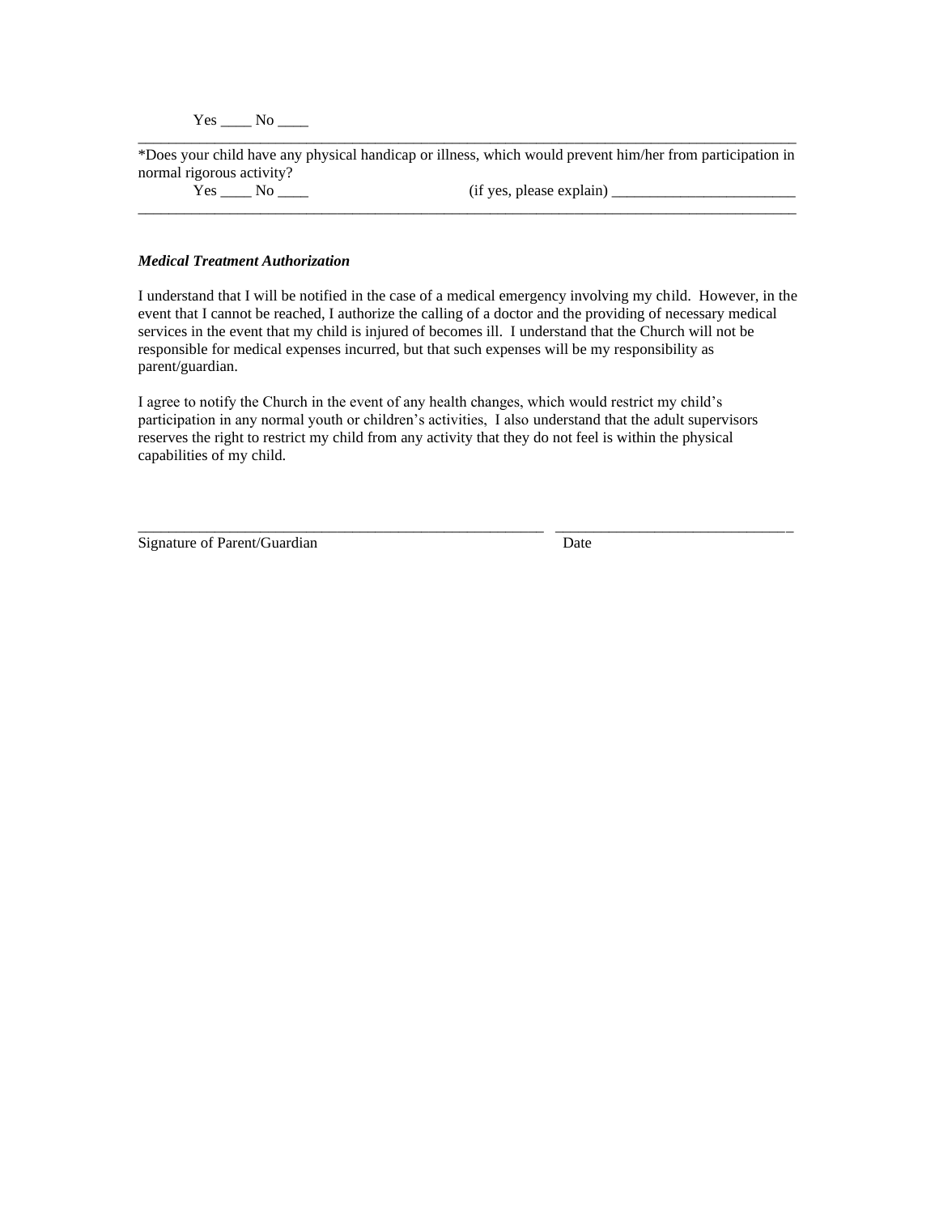Yes ____ No ____

______________________________________________________________________________________

*Does your child have any physical handicap or illness, which would prevent him/her from participation in normal rigorous activity?

Yes ____ No ____ (if yes, please explain) ________________________

______________________________________________________________________________________

***Medical Treatment Authorization***

I understand that I will be notified in the case of a medical emergency involving my child. However, in the event that I cannot be reached, I authorize the calling of a doctor and the providing of necessary medical services in the event that my child is injured of becomes ill. I understand that the Church will not be responsible for medical expenses incurred, but that such expenses will be my responsibility as parent/guardian.

I agree to notify the Church in the event of any health changes, which would restrict my child's participation in any normal youth or children's activities, I also understand that the adult supervisors reserves the right to restrict my child from any activity that they do not feel is within the physical capabilities of my child.

_____________________________________________________ ______________________________

Signature of Parent/Guardian Date